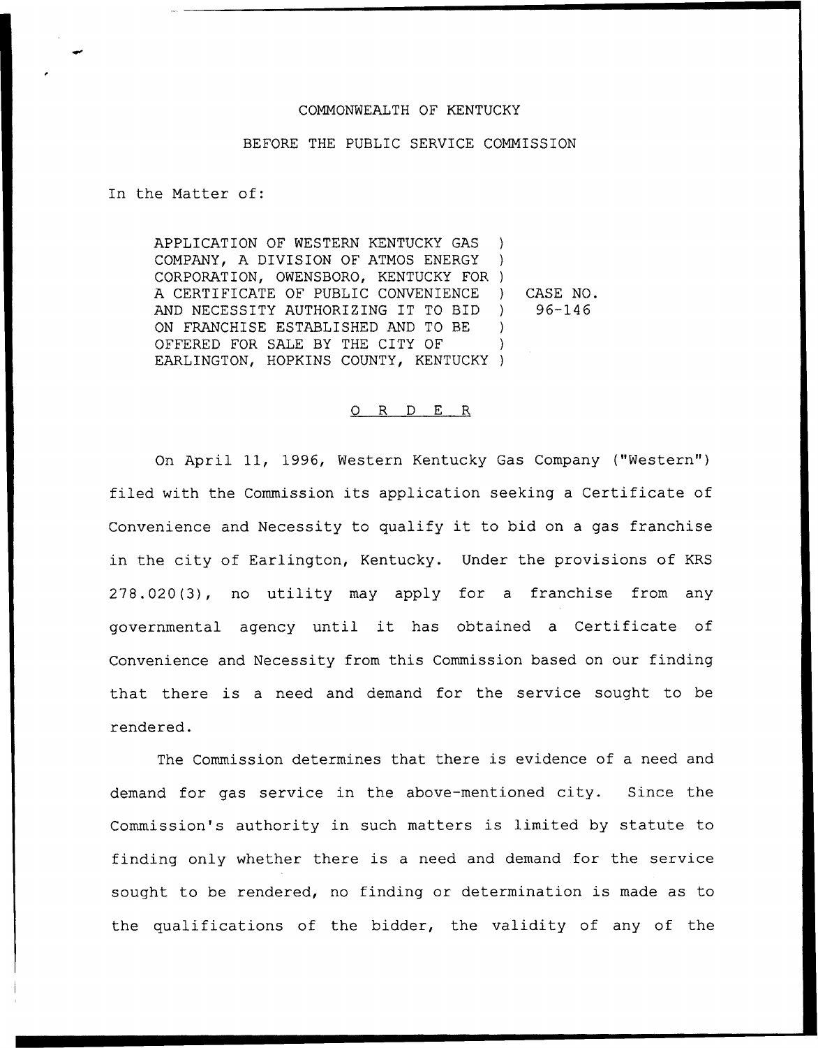COMMONWEALTH OF KENTUCKY

BEFORE THE PUBLIC SERVICE COMMISSION

In the Matter of:

| | | |
|---|---|---|
| APPLICATION OF WESTERN KENTUCKY GAS COMPANY, A DIVISION OF ATMOS ENERGY CORPORATION, OWENSBORO, KENTUCKY FOR A CERTIFICATE OF PUBLIC CONVENIENCE AND NECESSITY AUTHORIZING IT TO BID ON FRANCHISE ESTABLISHED AND TO BE OFFERED FOR SALE BY THE CITY OF EARLINGTON, HOPKINS COUNTY, KENTUCKY | ) | CASE NO. 96-146 |

# O R D E R

On April 11, 1996, Western Kentucky Gas Company ("Western") filed with the Commission its application seeking a Certificate of Convenience and Necessity to qualify it to bid on a gas franchise in the city of Earlington, Kentucky. Under the provisions of KRS 278.020(3), no utility may apply for a franchise from any governmental agency until it has obtained a Certificate of Convenience and Necessity from this Commission based on our finding that there is a need and demand for the service sought to be rendered.

The Commission determines that there is evidence of a need and demand for gas service in the above-mentioned city. Since the Commission's authority in such matters is limited by statute to finding only whether there is a need and demand for the service sought to be rendered, no finding or determination is made as to the qualifications of the bidder, the validity of any of the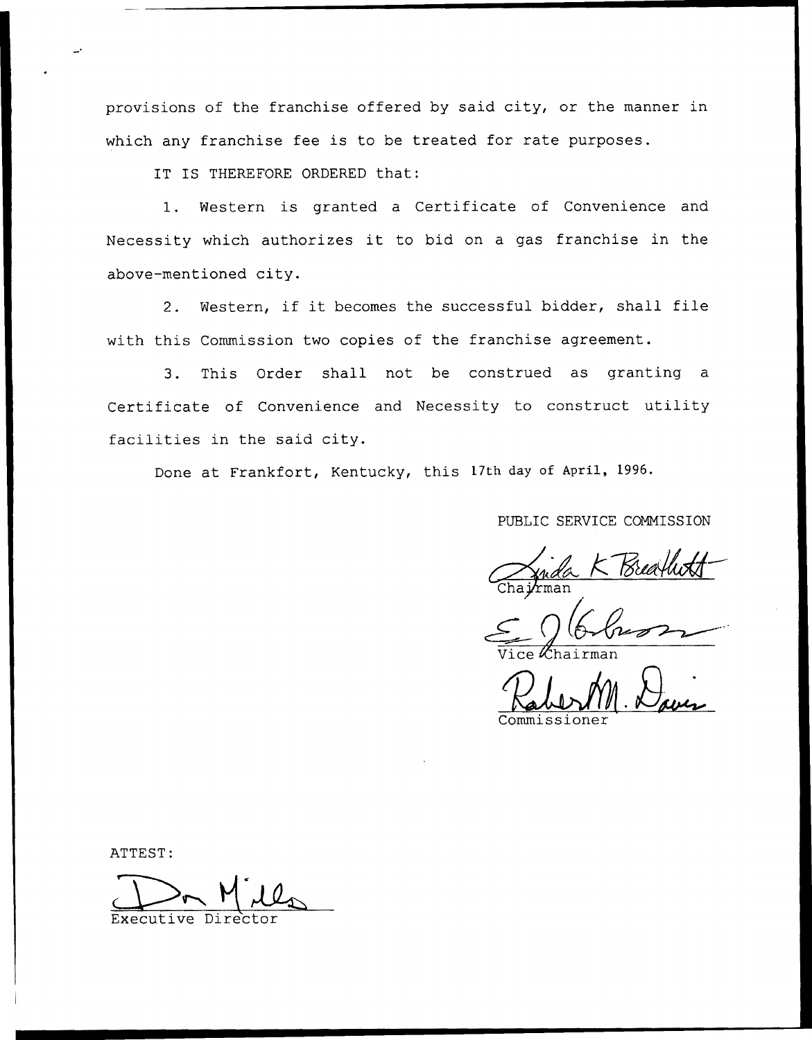provisions of the franchise offered by said city, or the manner in which any franchise fee is to be treated for rate purposes.

IT IS THEREFORE ORDERED that:

1. Western is granted a Certificate of Convenience and Necessity which authorizes it to bid on a gas franchise in the above-mentioned city.

2. Western, if it becomes the successful bidder, shall file with this Commission two copies of the franchise agreement.

3. This Order shall not be construed as granting a Certificate of Convenience and Necessity to construct utility facilities in the said city.

Done at Frankfort, Kentucky, this 17th day of April, 1996.

PUBLIC SERVICE COMMISSION

Chairman

Vice Chairman

Commissioner

ATTEST:

Executive Director